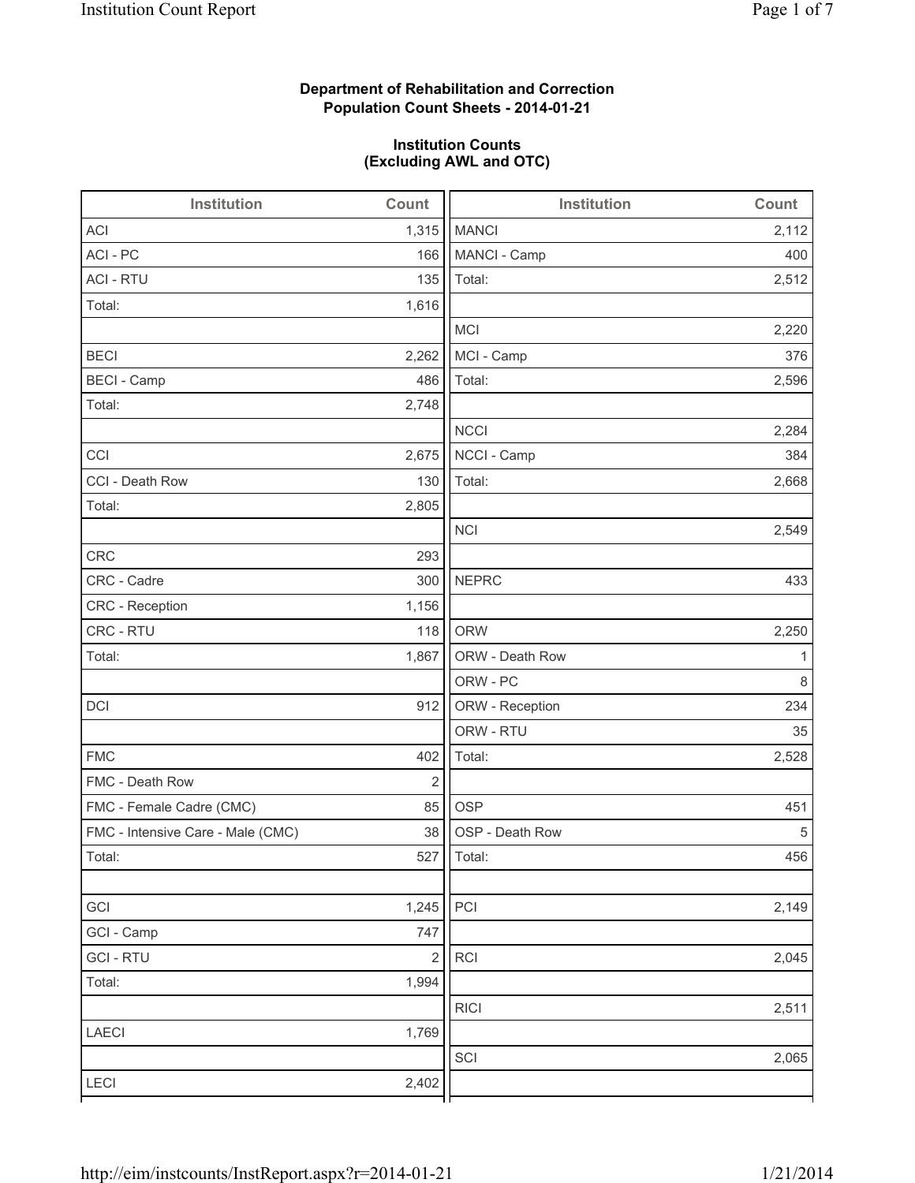**Department of Rehabilitation and Correction**
**Population Count Sheets - 2014-01-21**

**Institution Counts**
**(Excluding AWL and OTC)**

| Institution | Count |
|---|---|
| ACI | 1,315 |
| ACI - PC | 166 |
| ACI - RTU | 135 |
| Total: | 1,616 |
| | |
| BECI | 2,262 |
| BECI - Camp | 486 |
| Total: | 2,748 |
| | |
| CCI | 2,675 |
| CCI - Death Row | 130 |
| Total: | 2,805 |
| | |
| CRC | 293 |
| CRC - Cadre | 300 |
| CRC - Reception | 1,156 |
| CRC - RTU | 118 |
| Total: | 1,867 |
| | |
| DCI | 912 |
| | |
| FMC | 402 |
| FMC - Death Row | 2 |
| FMC - Female Cadre (CMC) | 85 |
| FMC - Intensive Care - Male (CMC) | 38 |
| Total: | 527 |
| | |
| GCI | 1,245 |
| GCI - Camp | 747 |
| GCI - RTU | 2 |
| Total: | 1,994 |
| | |
| LAECI | 1,769 |
| | |
| LECI | 2,402 |

| Institution | Count |
|---|---|
| MANCI | 2,112 |
| MANCI - Camp | 400 |
| Total: | 2,512 |
| | |
| MCI | 2,220 |
| MCI - Camp | 376 |
| Total: | 2,596 |
| | |
| NCCI | 2,284 |
| NCCI - Camp | 384 |
| Total: | 2,668 |
| | |
| NCI | 2,549 |
| | |
| NEPRC | 433 |
| | |
| ORW | 2,250 |
| ORW - Death Row | 1 |
| ORW - PC | 8 |
| ORW - Reception | 234 |
| ORW - RTU | 35 |
| Total: | 2,528 |
| | |
| OSP | 451 |
| OSP - Death Row | 5 |
| Total: | 456 |
| | |
| PCI | 2,149 |
| | |
| RCI | 2,045 |
| | |
| RICI | 2,511 |
| | |
| SCI | 2,065 |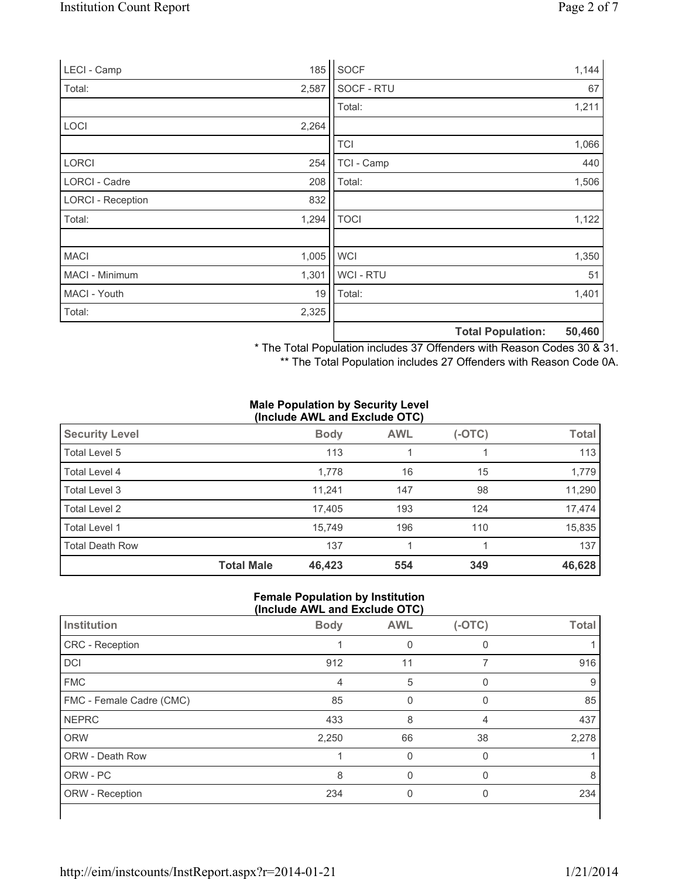| | |
|---|---|
| LECI - Camp | 185 |
| Total: | 2,587 |
| | |
| LOCI | 2,264 |
| | |
| LORCI | 254 |
| LORCI - Cadre | 208 |
| LORCI - Reception | 832 |
| Total: | 1,294 |
| | |
| MACI | 1,005 |
| MACI - Minimum | 1,301 |
| MACI - Youth | 19 |
| Total: | 2,325 |

| | |
|---|---|
| SOCF | 1,144 |
| SOCF - RTU | 67 |
| Total: | 1,211 |
| | |
| TCI | 1,066 |
| TCI - Camp | 440 |
| Total: | 1,506 |
| | |
| TOCI | 1,122 |
| | |
| WCI | 1,350 |
| WCI - RTU | 51 |
| Total: | 1,401 |
| | |
| **Total Population:** | **50,460** |

\* The Total Population includes 37 Offenders with Reason Codes 30 & 31.

\*\* The Total Population includes 27 Offenders with Reason Code 0A.

**Male Population by Security Level (Include AWL and Exclude OTC)**

| Security Level | | Body | AWL | (-OTC) | Total |
|---|---|---|---|---|---|
| Total Level 5 | | 113 | 1 | 1 | 113 |
| Total Level 4 | | 1,778 | 16 | 15 | 1,779 |
| Total Level 3 | | 11,241 | 147 | 98 | 11,290 |
| Total Level 2 | | 17,405 | 193 | 124 | 17,474 |
| Total Level 1 | | 15,749 | 196 | 110 | 15,835 |
| Total Death Row | | 137 | 1 | 1 | 137 |
| | **Total Male** | **46,423** | **554** | **349** | **46,628** |

**Female Population by Institution (Include AWL and Exclude OTC)**

| Institution | Body | AWL | (-OTC) | Total |
|---|---|---|---|---|
| CRC - Reception | 1 | 0 | 0 | 1 |
| DCI | 912 | 11 | 7 | 916 |
| FMC | 4 | 5 | 0 | 9 |
| FMC - Female Cadre (CMC) | 85 | 0 | 0 | 85 |
| NEPRC | 433 | 8 | 4 | 437 |
| ORW | 2,250 | 66 | 38 | 2,278 |
| ORW - Death Row | 1 | 0 | 0 | 1 |
| ORW - PC | 8 | 0 | 0 | 8 |
| ORW - Reception | 234 | 0 | 0 | 234 |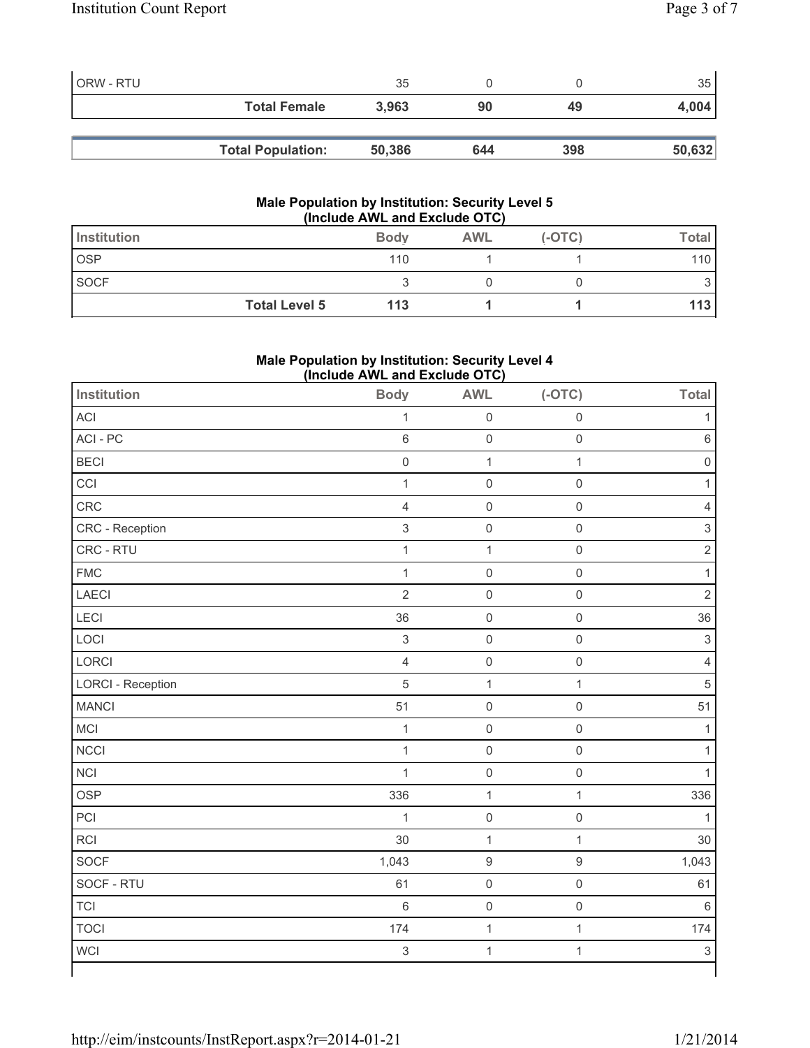| | | | | |
|---|---|---|---|---|
| ORW - RTU | 35 | 0 | 0 | 35 |
| **Total Female** | **3,963** | **90** | **49** | **4,004** |

| | | | | |
|---|---|---|---|---|
| **Total Population:** | **50,386** | **644** | **398** | **50,632** |

### Male Population by Institution: Security Level 5 (Include AWL and Exclude OTC)

| Institution | Body | AWL | (-OTC) | Total |
|---|---|---|---|---|
| OSP | 110 | 1 | 1 | 110 |
| SOCF | 3 | 0 | 0 | 3 |
| **Total Level 5** | **113** | **1** | **1** | **113** |

### Male Population by Institution: Security Level 4 (Include AWL and Exclude OTC)

| Institution | Body | AWL | (-OTC) | Total |
|---|---|---|---|---|
| ACI | 1 | 0 | 0 | 1 |
| ACI - PC | 6 | 0 | 0 | 6 |
| BECI | 0 | 1 | 1 | 0 |
| CCI | 1 | 0 | 0 | 1 |
| CRC | 4 | 0 | 0 | 4 |
| CRC - Reception | 3 | 0 | 0 | 3 |
| CRC - RTU | 1 | 1 | 0 | 2 |
| FMC | 1 | 0 | 0 | 1 |
| LAECI | 2 | 0 | 0 | 2 |
| LECI | 36 | 0 | 0 | 36 |
| LOCI | 3 | 0 | 0 | 3 |
| LORCI | 4 | 0 | 0 | 4 |
| LORCI - Reception | 5 | 1 | 1 | 5 |
| MANCI | 51 | 0 | 0 | 51 |
| MCI | 1 | 0 | 0 | 1 |
| NCCI | 1 | 0 | 0 | 1 |
| NCI | 1 | 0 | 0 | 1 |
| OSP | 336 | 1 | 1 | 336 |
| PCI | 1 | 0 | 0 | 1 |
| RCI | 30 | 1 | 1 | 30 |
| SOCF | 1,043 | 9 | 9 | 1,043 |
| SOCF - RTU | 61 | 0 | 0 | 61 |
| TCI | 6 | 0 | 0 | 6 |
| TOCI | 174 | 1 | 1 | 174 |
| WCI | 3 | 1 | 1 | 3 |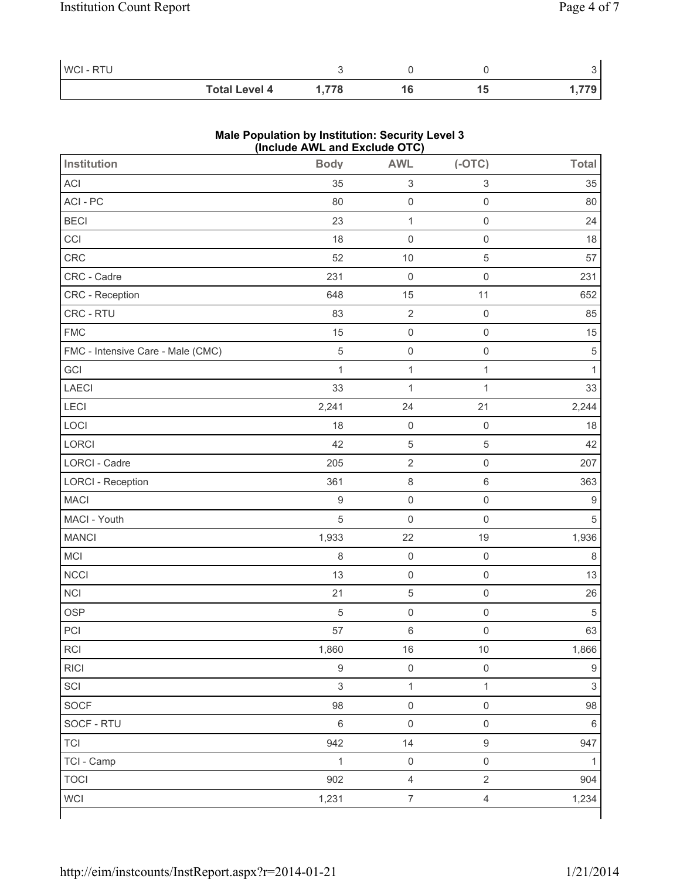| | | | | |
|---|---|---|---|---|
| WCI - RTU | 3 | 0 | 0 | 3 |
| **Total Level 4** | **1,778** | **16** | **15** | **1,779** |

**Male Population by Institution: Security Level 3**
**(Include AWL and Exclude OTC)**

| Institution | Body | AWL | (-OTC) | Total |
|---|---|---|---|---|
| ACI | 35 | 3 | 3 | 35 |
| ACI - PC | 80 | 0 | 0 | 80 |
| BECI | 23 | 1 | 0 | 24 |
| CCI | 18 | 0 | 0 | 18 |
| CRC | 52 | 10 | 5 | 57 |
| CRC - Cadre | 231 | 0 | 0 | 231 |
| CRC - Reception | 648 | 15 | 11 | 652 |
| CRC - RTU | 83 | 2 | 0 | 85 |
| FMC | 15 | 0 | 0 | 15 |
| FMC - Intensive Care - Male (CMC) | 5 | 0 | 0 | 5 |
| GCI | 1 | 1 | 1 | 1 |
| LAECI | 33 | 1 | 1 | 33 |
| LECI | 2,241 | 24 | 21 | 2,244 |
| LOCI | 18 | 0 | 0 | 18 |
| LORCI | 42 | 5 | 5 | 42 |
| LORCI - Cadre | 205 | 2 | 0 | 207 |
| LORCI - Reception | 361 | 8 | 6 | 363 |
| MACI | 9 | 0 | 0 | 9 |
| MACI - Youth | 5 | 0 | 0 | 5 |
| MANCI | 1,933 | 22 | 19 | 1,936 |
| MCI | 8 | 0 | 0 | 8 |
| NCCI | 13 | 0 | 0 | 13 |
| NCI | 21 | 5 | 0 | 26 |
| OSP | 5 | 0 | 0 | 5 |
| PCI | 57 | 6 | 0 | 63 |
| RCI | 1,860 | 16 | 10 | 1,866 |
| RICI | 9 | 0 | 0 | 9 |
| SCI | 3 | 1 | 1 | 3 |
| SOCF | 98 | 0 | 0 | 98 |
| SOCF - RTU | 6 | 0 | 0 | 6 |
| TCI | 942 | 14 | 9 | 947 |
| TCI - Camp | 1 | 0 | 0 | 1 |
| TOCI | 902 | 4 | 2 | 904 |
| WCI | 1,231 | 7 | 4 | 1,234 |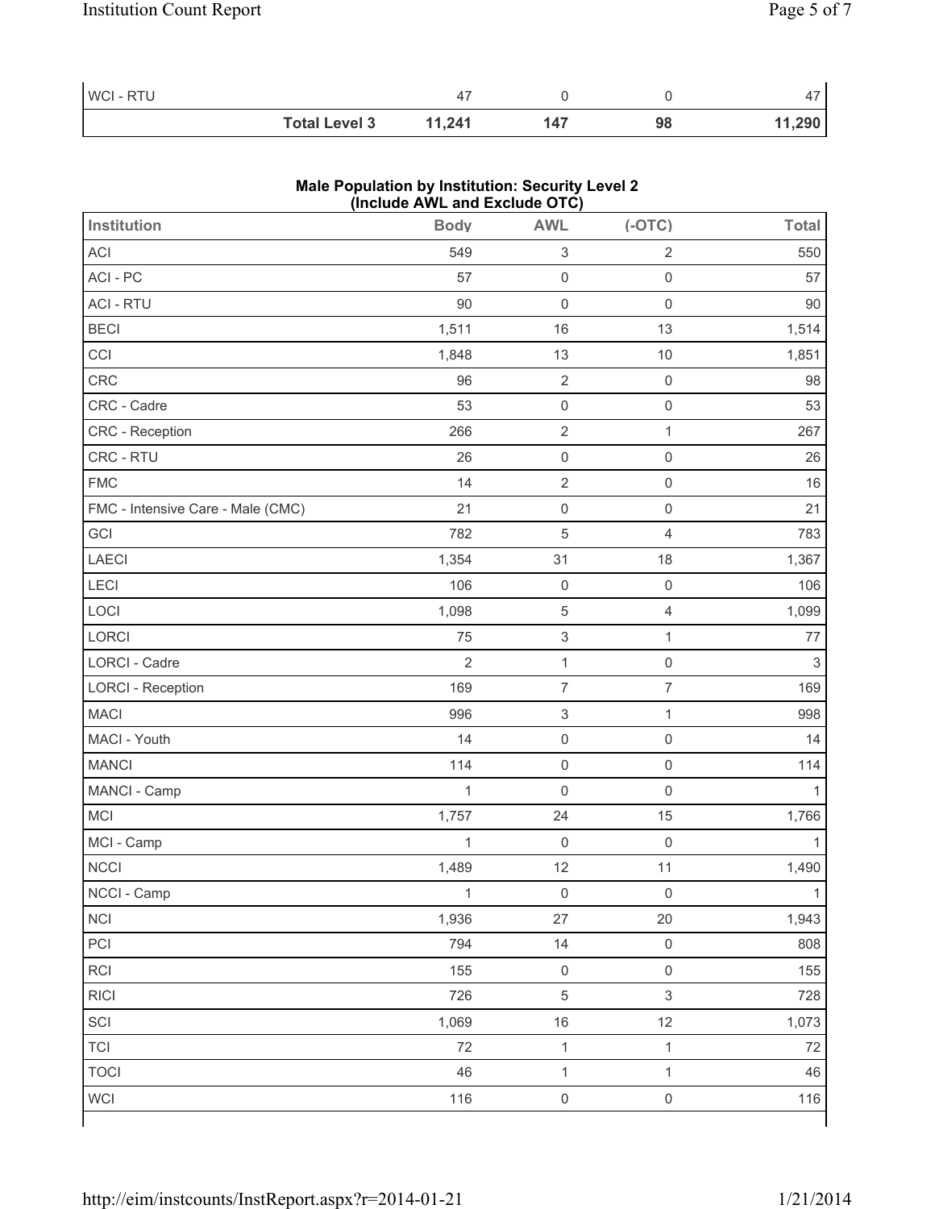| | Body | AWL | (-OTC) | Total |
|---|---|---|---|---|
| WCI - RTU | 47 | 0 | 0 | 47 |
| **Total Level 3** | **11,241** | **147** | **98** | **11,290** |

**Male Population by Institution: Security Level 2**
**(Include AWL and Exclude OTC)**

| Institution | Body | AWL | (-OTC) | Total |
|---|---|---|---|---|
| ACI | 549 | 3 | 2 | 550 |
| ACI - PC | 57 | 0 | 0 | 57 |
| ACI - RTU | 90 | 0 | 0 | 90 |
| BECI | 1,511 | 16 | 13 | 1,514 |
| CCI | 1,848 | 13 | 10 | 1,851 |
| CRC | 96 | 2 | 0 | 98 |
| CRC - Cadre | 53 | 0 | 0 | 53 |
| CRC - Reception | 266 | 2 | 1 | 267 |
| CRC - RTU | 26 | 0 | 0 | 26 |
| FMC | 14 | 2 | 0 | 16 |
| FMC - Intensive Care - Male (CMC) | 21 | 0 | 0 | 21 |
| GCI | 782 | 5 | 4 | 783 |
| LAECI | 1,354 | 31 | 18 | 1,367 |
| LECI | 106 | 0 | 0 | 106 |
| LOCI | 1,098 | 5 | 4 | 1,099 |
| LORCI | 75 | 3 | 1 | 77 |
| LORCI - Cadre | 2 | 1 | 0 | 3 |
| LORCI - Reception | 169 | 7 | 7 | 169 |
| MACI | 996 | 3 | 1 | 998 |
| MACI - Youth | 14 | 0 | 0 | 14 |
| MANCI | 114 | 0 | 0 | 114 |
| MANCI - Camp | 1 | 0 | 0 | 1 |
| MCI | 1,757 | 24 | 15 | 1,766 |
| MCI - Camp | 1 | 0 | 0 | 1 |
| NCCI | 1,489 | 12 | 11 | 1,490 |
| NCCI - Camp | 1 | 0 | 0 | 1 |
| NCI | 1,936 | 27 | 20 | 1,943 |
| PCI | 794 | 14 | 0 | 808 |
| RCI | 155 | 0 | 0 | 155 |
| RICI | 726 | 5 | 3 | 728 |
| SCI | 1,069 | 16 | 12 | 1,073 |
| TCI | 72 | 1 | 1 | 72 |
| TOCI | 46 | 1 | 1 | 46 |
| WCI | 116 | 0 | 0 | 116 |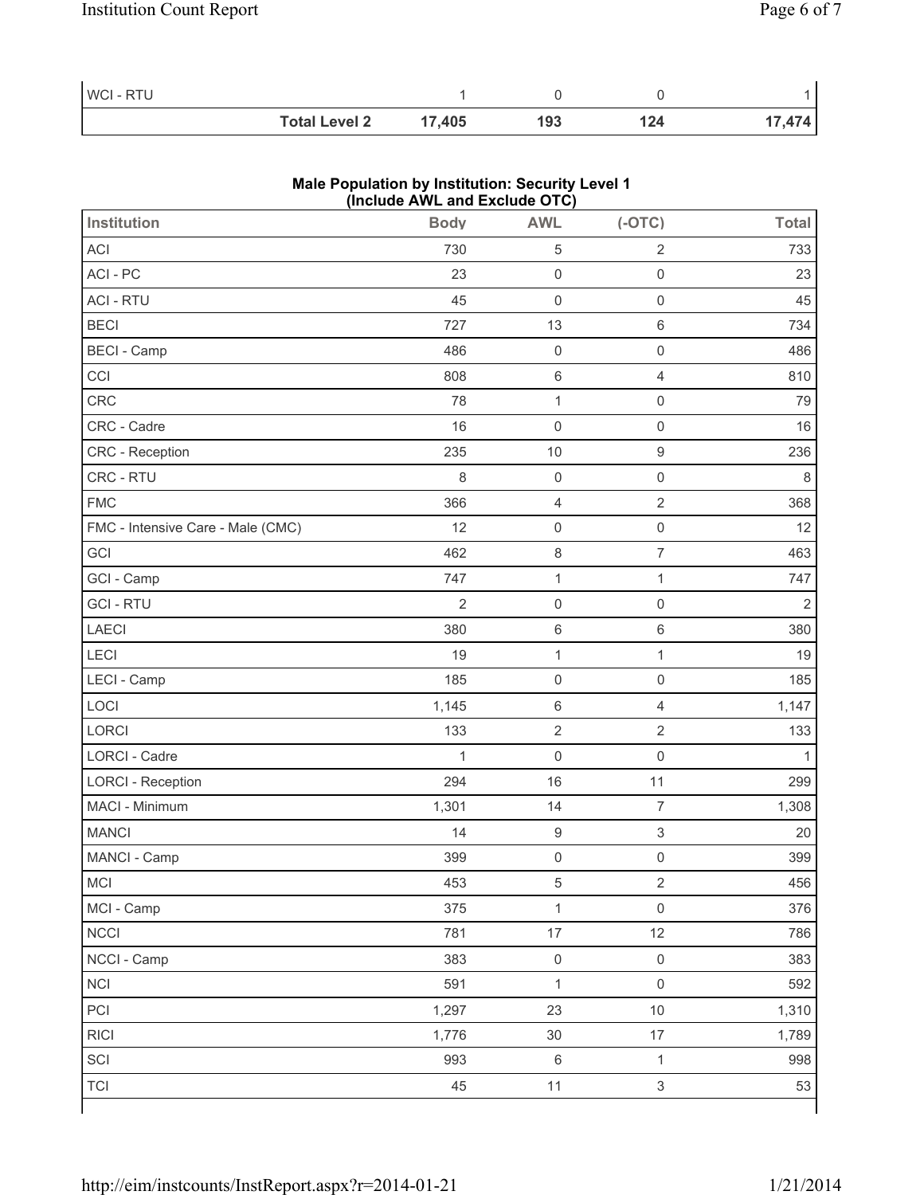| | | | | |
|---|---|---|---|---|
| WCI - RTU | 1 | 0 | 0 | 1 |
| **Total Level 2** | **17,405** | **193** | **124** | **17,474** |

**Male Population by Institution: Security Level 1 (Include AWL and Exclude OTC)**

| Institution | Body | AWL | (-OTC) | Total |
|---|---|---|---|---|
| ACI | 730 | 5 | 2 | 733 |
| ACI - PC | 23 | 0 | 0 | 23 |
| ACI - RTU | 45 | 0 | 0 | 45 |
| BECI | 727 | 13 | 6 | 734 |
| BECI - Camp | 486 | 0 | 0 | 486 |
| CCI | 808 | 6 | 4 | 810 |
| CRC | 78 | 1 | 0 | 79 |
| CRC - Cadre | 16 | 0 | 0 | 16 |
| CRC - Reception | 235 | 10 | 9 | 236 |
| CRC - RTU | 8 | 0 | 0 | 8 |
| FMC | 366 | 4 | 2 | 368 |
| FMC - Intensive Care - Male (CMC) | 12 | 0 | 0 | 12 |
| GCI | 462 | 8 | 7 | 463 |
| GCI - Camp | 747 | 1 | 1 | 747 |
| GCI - RTU | 2 | 0 | 0 | 2 |
| LAECI | 380 | 6 | 6 | 380 |
| LECI | 19 | 1 | 1 | 19 |
| LECI - Camp | 185 | 0 | 0 | 185 |
| LOCI | 1,145 | 6 | 4 | 1,147 |
| LORCI | 133 | 2 | 2 | 133 |
| LORCI - Cadre | 1 | 0 | 0 | 1 |
| LORCI - Reception | 294 | 16 | 11 | 299 |
| MACI - Minimum | 1,301 | 14 | 7 | 1,308 |
| MANCI | 14 | 9 | 3 | 20 |
| MANCI - Camp | 399 | 0 | 0 | 399 |
| MCI | 453 | 5 | 2 | 456 |
| MCI - Camp | 375 | 1 | 0 | 376 |
| NCCI | 781 | 17 | 12 | 786 |
| NCCI - Camp | 383 | 0 | 0 | 383 |
| NCI | 591 | 1 | 0 | 592 |
| PCI | 1,297 | 23 | 10 | 1,310 |
| RICI | 1,776 | 30 | 17 | 1,789 |
| SCI | 993 | 6 | 1 | 998 |
| TCI | 45 | 11 | 3 | 53 |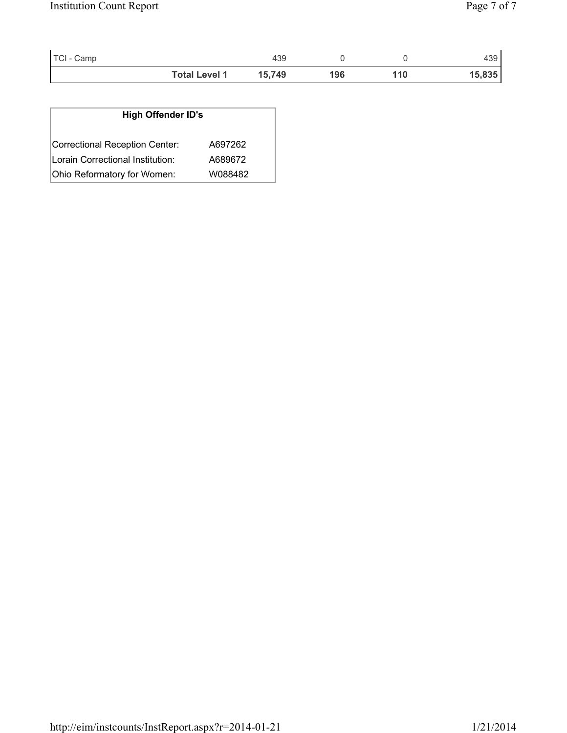| | | | | |
|---|---|---|---|---|
| TCI - Camp | 439 | 0 | 0 | 439 |
| **Total Level 1** | **15,749** | **196** | **110** | **15,835** |

| **High Offender ID's** | |
|---|---|
| Correctional Reception Center: | A697262 |
| Lorain Correctional Institution: | A689672 |
| Ohio Reformatory for Women: | W088482 |